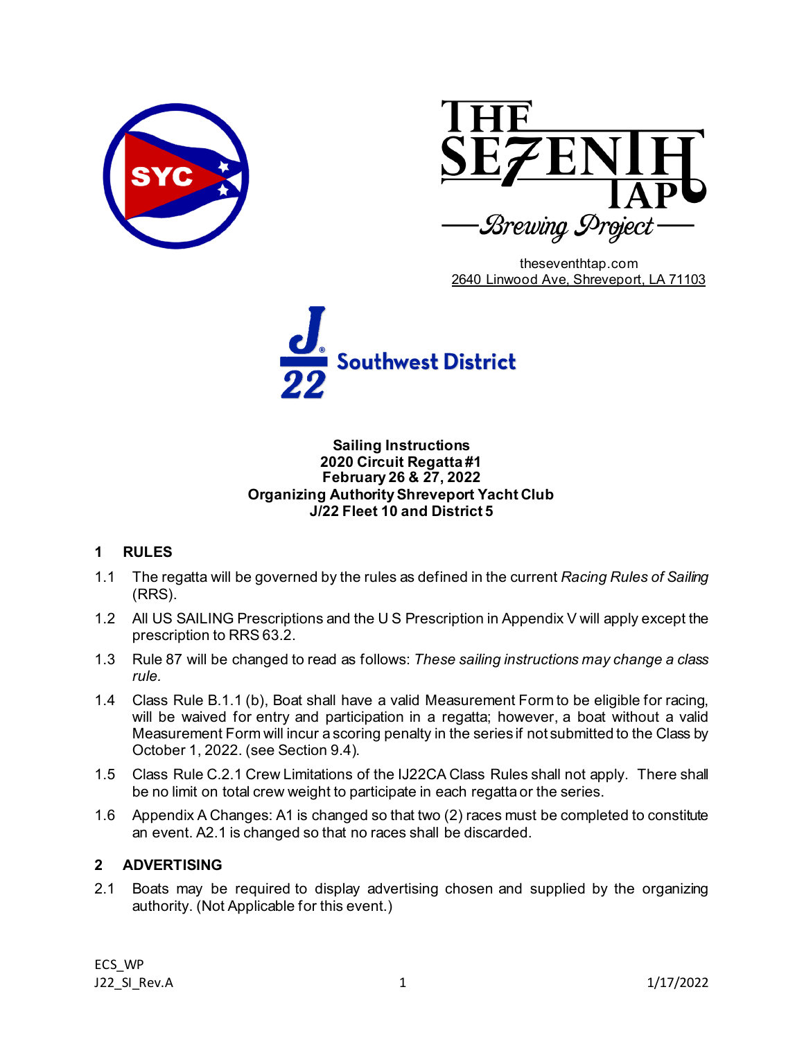theseventhtap.com
2640 Linwood Ave, Shreveport, LA 71103

**Sailing Instructions**
**2020 Circuit Regatta #1**
**February 26 & 27, 2022**
**Organizing Authority Shreveport Yacht Club**
**J/22 Fleet 10 and District 5**

## 1 RULES

1.1 The regatta will be governed by the rules as defined in the current *Racing Rules of Sailing* (RRS).

1.2 All US SAILING Prescriptions and the U S Prescription in Appendix V will apply except the prescription to RRS 63.2.

1.3 Rule 87 will be changed to read as follows: *These sailing instructions may change a class rule.*

1.4 Class Rule B.1.1 (b), Boat shall have a valid Measurement Form to be eligible for racing, will be waived for entry and participation in a regatta; however, a boat without a valid Measurement Form will incur a scoring penalty in the series if not submitted to the Class by October 1, 2022. (see Section 9.4).

1.5 Class Rule C.2.1 Crew Limitations of the IJ22CA Class Rules shall not apply. There shall be no limit on total crew weight to participate in each regatta or the series.

1.6 Appendix A Changes: A1 is changed so that two (2) races must be completed to constitute an event. A2.1 is changed so that no races shall be discarded.

## 2 ADVERTISING

2.1 Boats may be required to display advertising chosen and supplied by the organizing authority. (Not Applicable for this event.)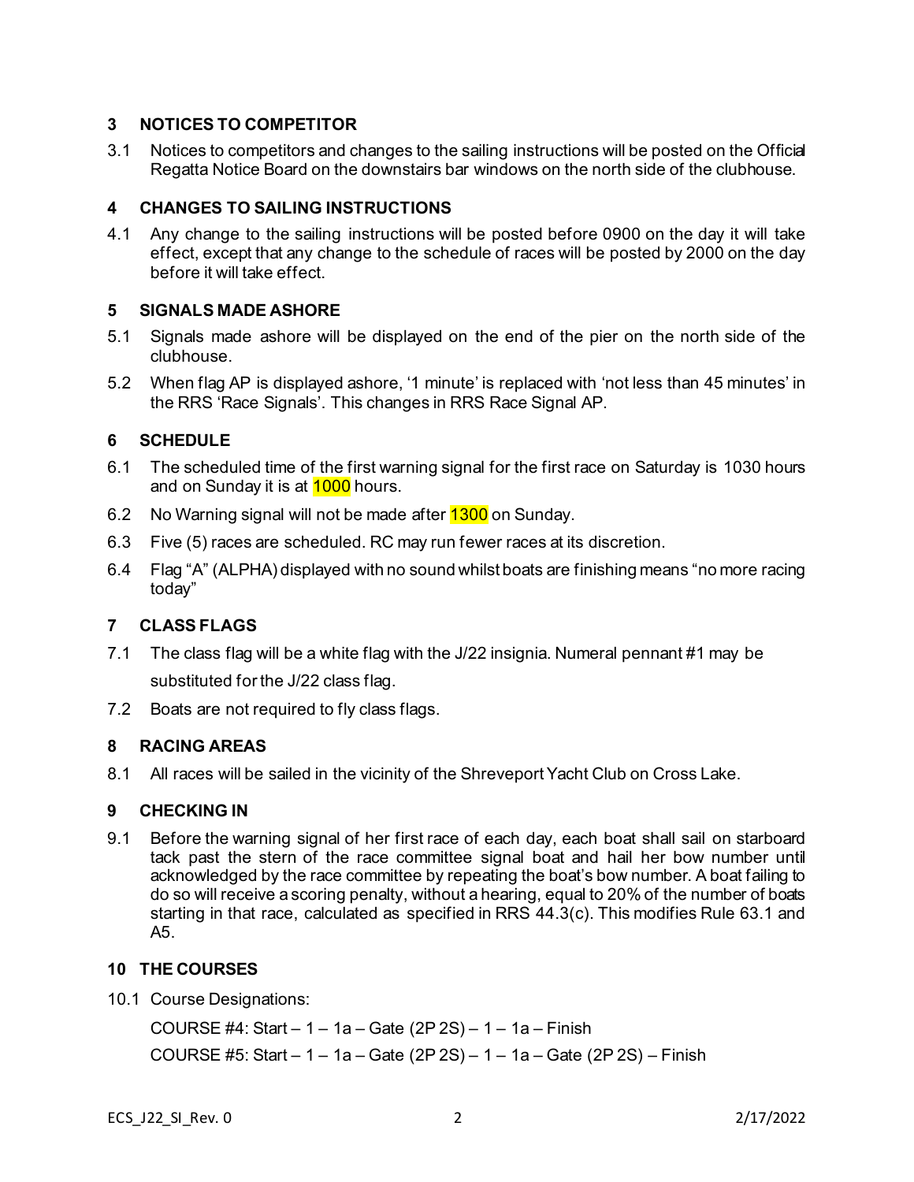## 3 NOTICES TO COMPETITOR

3.1 Notices to competitors and changes to the sailing instructions will be posted on the Official Regatta Notice Board on the downstairs bar windows on the north side of the clubhouse.

## 4 CHANGES TO SAILING INSTRUCTIONS

4.1 Any change to the sailing instructions will be posted before 0900 on the day it will take effect, except that any change to the schedule of races will be posted by 2000 on the day before it will take effect.

## 5 SIGNALS MADE ASHORE

5.1 Signals made ashore will be displayed on the end of the pier on the north side of the clubhouse.

5.2 When flag AP is displayed ashore, '1 minute' is replaced with 'not less than 45 minutes' in the RRS 'Race Signals'. This changes in RRS Race Signal AP.

## 6 SCHEDULE

6.1 The scheduled time of the first warning signal for the first race on Saturday is 1030 hours and on Sunday it is at 1000 hours.

6.2 No Warning signal will not be made after 1300 on Sunday.

6.3 Five (5) races are scheduled. RC may run fewer races at its discretion.

6.4 Flag "A" (ALPHA) displayed with no sound whilst boats are finishing means "no more racing today"

## 7 CLASS FLAGS

7.1 The class flag will be a white flag with the J/22 insignia. Numeral pennant #1 may be substituted for the J/22 class flag.

7.2 Boats are not required to fly class flags.

## 8 RACING AREAS

8.1 All races will be sailed in the vicinity of the Shreveport Yacht Club on Cross Lake.

## 9 CHECKING IN

9.1 Before the warning signal of her first race of each day, each boat shall sail on starboard tack past the stern of the race committee signal boat and hail her bow number until acknowledged by the race committee by repeating the boat's bow number. A boat failing to do so will receive a scoring penalty, without a hearing, equal to 20% of the number of boats starting in that race, calculated as specified in RRS 44.3(c). This modifies Rule 63.1 and A5.

## 10 THE COURSES

10.1 Course Designations:

COURSE #4: Start – 1 – 1a – Gate (2P 2S) – 1 – 1a – Finish

COURSE #5: Start – 1 – 1a – Gate (2P 2S) – 1 – 1a – Gate (2P 2S) – Finish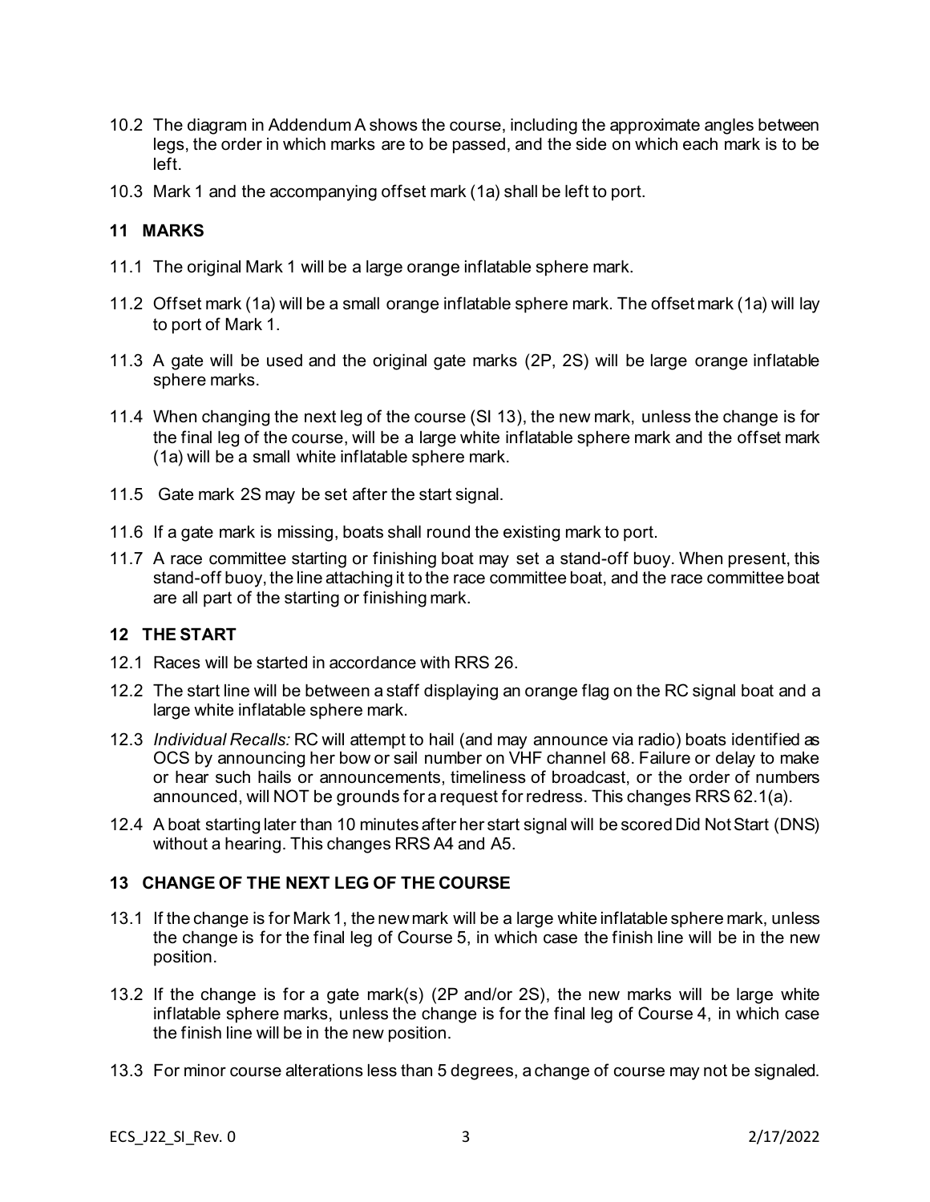10.2 The diagram in Addendum A shows the course, including the approximate angles between legs, the order in which marks are to be passed, and the side on which each mark is to be left.

10.3 Mark 1 and the accompanying offset mark (1a) shall be left to port.

## 11 MARKS

11.1 The original Mark 1 will be a large orange inflatable sphere mark.

11.2 Offset mark (1a) will be a small orange inflatable sphere mark. The offset mark (1a) will lay to port of Mark 1.

11.3 A gate will be used and the original gate marks (2P, 2S) will be large orange inflatable sphere marks.

11.4 When changing the next leg of the course (SI 13), the new mark, unless the change is for the final leg of the course, will be a large white inflatable sphere mark and the offset mark (1a) will be a small white inflatable sphere mark.

11.5 Gate mark 2S may be set after the start signal.

11.6 If a gate mark is missing, boats shall round the existing mark to port.

11.7 A race committee starting or finishing boat may set a stand-off buoy. When present, this stand-off buoy, the line attaching it to the race committee boat, and the race committee boat are all part of the starting or finishing mark.

## 12 THE START

12.1 Races will be started in accordance with RRS 26.

12.2 The start line will be between a staff displaying an orange flag on the RC signal boat and a large white inflatable sphere mark.

12.3 *Individual Recalls:* RC will attempt to hail (and may announce via radio) boats identified as OCS by announcing her bow or sail number on VHF channel 68. Failure or delay to make or hear such hails or announcements, timeliness of broadcast, or the order of numbers announced, will NOT be grounds for a request for redress. This changes RRS 62.1(a).

12.4 A boat starting later than 10 minutes after her start signal will be scored Did Not Start (DNS) without a hearing. This changes RRS A4 and A5.

## 13 CHANGE OF THE NEXT LEG OF THE COURSE

13.1 If the change is for Mark 1, the new mark will be a large white inflatable sphere mark, unless the change is for the final leg of Course 5, in which case the finish line will be in the new position.

13.2 If the change is for a gate mark(s) (2P and/or 2S), the new marks will be large white inflatable sphere marks, unless the change is for the final leg of Course 4, in which case the finish line will be in the new position.

13.3 For minor course alterations less than 5 degrees, a change of course may not be signaled.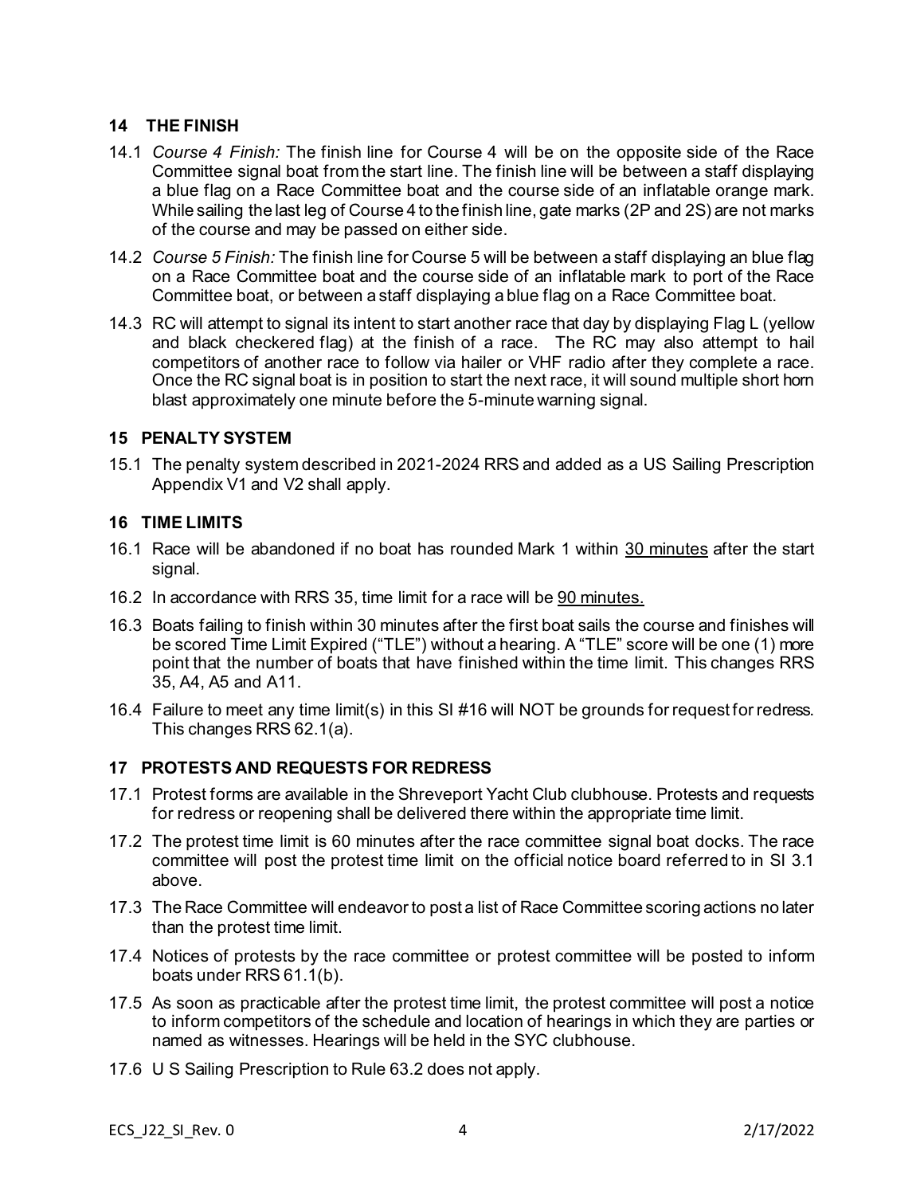## 14 THE FINISH

14.1 *Course 4 Finish:* The finish line for Course 4 will be on the opposite side of the Race Committee signal boat from the start line. The finish line will be between a staff displaying a blue flag on a Race Committee boat and the course side of an inflatable orange mark. While sailing the last leg of Course 4 to the finish line, gate marks (2P and 2S) are not marks of the course and may be passed on either side.

14.2 *Course 5 Finish:* The finish line for Course 5 will be between a staff displaying an blue flag on a Race Committee boat and the course side of an inflatable mark to port of the Race Committee boat, or between a staff displaying a blue flag on a Race Committee boat.

14.3 RC will attempt to signal its intent to start another race that day by displaying Flag L (yellow and black checkered flag) at the finish of a race. The RC may also attempt to hail competitors of another race to follow via hailer or VHF radio after they complete a race. Once the RC signal boat is in position to start the next race, it will sound multiple short horn blast approximately one minute before the 5-minute warning signal.

## 15 PENALTY SYSTEM

15.1 The penalty system described in 2021-2024 RRS and added as a US Sailing Prescription Appendix V1 and V2 shall apply.

## 16 TIME LIMITS

16.1 Race will be abandoned if no boat has rounded Mark 1 within 30 minutes after the start signal.

16.2 In accordance with RRS 35, time limit for a race will be 90 minutes.

16.3 Boats failing to finish within 30 minutes after the first boat sails the course and finishes will be scored Time Limit Expired ("TLE") without a hearing. A "TLE" score will be one (1) more point that the number of boats that have finished within the time limit. This changes RRS 35, A4, A5 and A11.

16.4 Failure to meet any time limit(s) in this SI #16 will NOT be grounds for request for redress. This changes RRS 62.1(a).

## 17 PROTESTS AND REQUESTS FOR REDRESS

17.1 Protest forms are available in the Shreveport Yacht Club clubhouse. Protests and requests for redress or reopening shall be delivered there within the appropriate time limit.

17.2 The protest time limit is 60 minutes after the race committee signal boat docks. The race committee will post the protest time limit on the official notice board referred to in SI 3.1 above.

17.3 The Race Committee will endeavor to post a list of Race Committee scoring actions no later than the protest time limit.

17.4 Notices of protests by the race committee or protest committee will be posted to inform boats under RRS 61.1(b).

17.5 As soon as practicable after the protest time limit, the protest committee will post a notice to inform competitors of the schedule and location of hearings in which they are parties or named as witnesses. Hearings will be held in the SYC clubhouse.

17.6 U S Sailing Prescription to Rule 63.2 does not apply.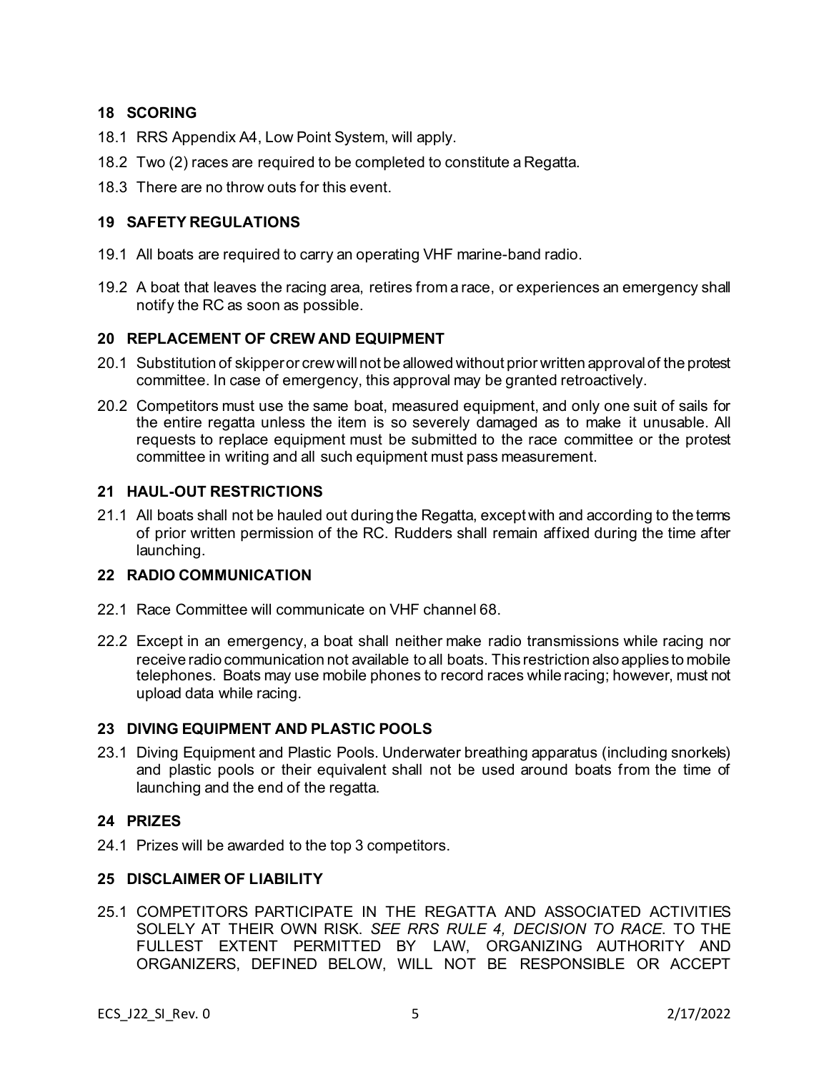## 18 SCORING

18.1 RRS Appendix A4, Low Point System, will apply.

18.2 Two (2) races are required to be completed to constitute a Regatta.

18.3 There are no throw outs for this event.

## 19 SAFETY REGULATIONS

19.1 All boats are required to carry an operating VHF marine-band radio.

19.2 A boat that leaves the racing area, retires from a race, or experiences an emergency shall notify the RC as soon as possible.

## 20 REPLACEMENT OF CREW AND EQUIPMENT

20.1 Substitution of skipper or crew will not be allowed without prior written approval of the protest committee. In case of emergency, this approval may be granted retroactively.

20.2 Competitors must use the same boat, measured equipment, and only one suit of sails for the entire regatta unless the item is so severely damaged as to make it unusable. All requests to replace equipment must be submitted to the race committee or the protest committee in writing and all such equipment must pass measurement.

## 21 HAUL-OUT RESTRICTIONS

21.1 All boats shall not be hauled out during the Regatta, except with and according to the terms of prior written permission of the RC. Rudders shall remain affixed during the time after launching.

## 22 RADIO COMMUNICATION

22.1 Race Committee will communicate on VHF channel 68.

22.2 Except in an emergency, a boat shall neither make radio transmissions while racing nor receive radio communication not available to all boats. This restriction also applies to mobile telephones. Boats may use mobile phones to record races while racing; however, must not upload data while racing.

## 23 DIVING EQUIPMENT AND PLASTIC POOLS

23.1 Diving Equipment and Plastic Pools. Underwater breathing apparatus (including snorkels) and plastic pools or their equivalent shall not be used around boats from the time of launching and the end of the regatta.

## 24 PRIZES

24.1 Prizes will be awarded to the top 3 competitors.

## 25 DISCLAIMER OF LIABILITY

25.1 COMPETITORS PARTICIPATE IN THE REGATTA AND ASSOCIATED ACTIVITIES SOLELY AT THEIR OWN RISK. *SEE RRS RULE 4, DECISION TO RACE*. TO THE FULLEST EXTENT PERMITTED BY LAW, ORGANIZING AUTHORITY AND ORGANIZERS, DEFINED BELOW, WILL NOT BE RESPONSIBLE OR ACCEPT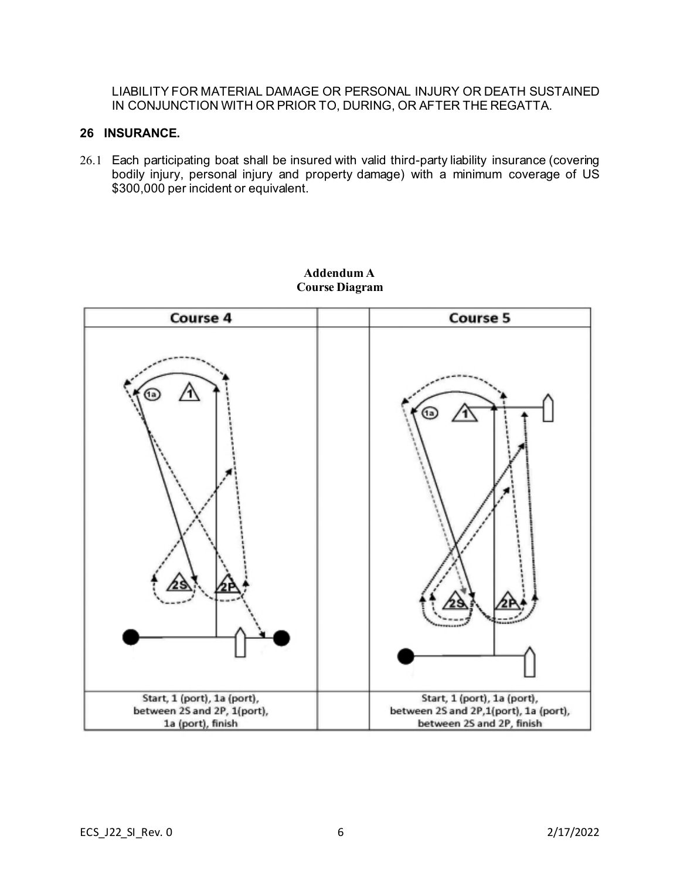LIABILITY FOR MATERIAL DAMAGE OR PERSONAL INJURY OR DEATH SUSTAINED IN CONJUNCTION WITH OR PRIOR TO, DURING, OR AFTER THE REGATTA.

## 26 INSURANCE.

26.1 Each participating boat shall be insured with valid third-party liability insurance (covering bodily injury, personal injury and property damage) with a minimum coverage of US $300,000 per incident or equivalent.

**Addendum A**
**Course Diagram**

Course 4

1a
1
2S
2P

Start, 1 (port), 1a (port), between 2S and 2P, 1(port), 1a (port), finish

Course 5

1a
1
2S
2P

Start, 1 (port), 1a (port), between 2S and 2P,1(port), 1a (port), between 2S and 2P, finish